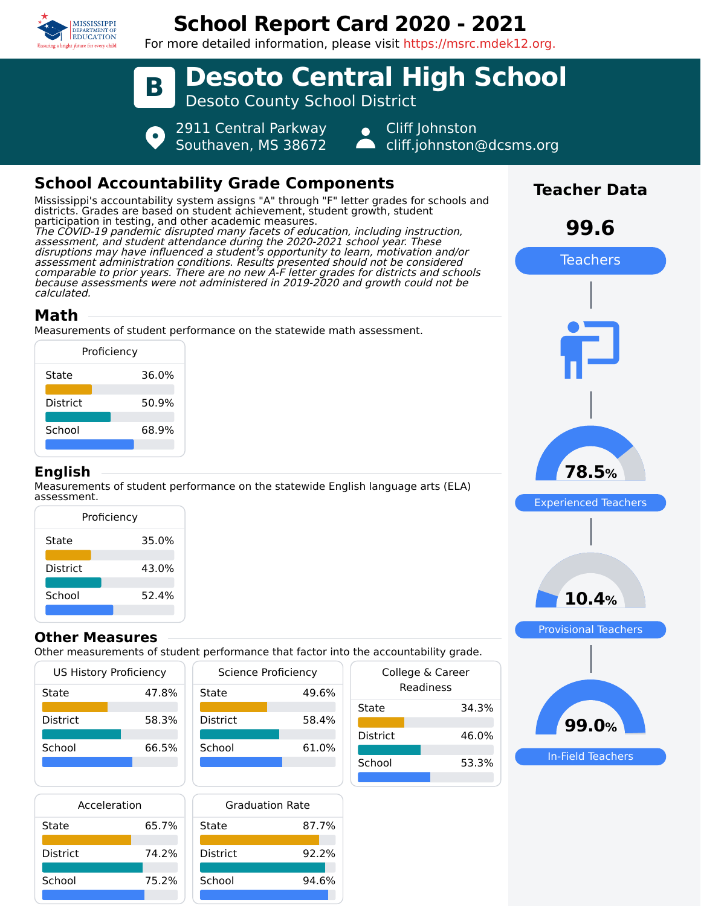# School Report Card 2020 - 2021

For more detailed information, please visit https://msrc.mdek12.org.

## B Desoto Central High School

Desoto County School District

2911 Central Parkway
Southaven, MS 38672

Cliff Johnston
cliff.johnston@dcsms.org

## School Accountability Grade Components

Mississippi's accountability system assigns "A" through "F" letter grades for schools and districts. Grades are based on student achievement, student growth, student participation in testing, and other academic measures.

*The COVID-19 pandemic disrupted many facets of education, including instruction, assessment, and student attendance during the 2020-2021 school year. These disruptions may have influenced a student's opportunity to learn, motivation and/or assessment administration conditions. Results presented should not be considered comparable to prior years. There are no new A-F letter grades for districts and schools because assessments were not administered in 2019-2020 and growth could not be calculated.*

### Math

Measurements of student performance on the statewide math assessment.

| Proficiency | |
|---|---|
| State | 36.0% |
| District | 50.9% |
| School | 68.9% |

### English

Measurements of student performance on the statewide English language arts (ELA) assessment.

| Proficiency | |
|---|---|
| State | 35.0% |
| District | 43.0% |
| School | 52.4% |

### Other Measures

Other measurements of student performance that factor into the accountability grade.

| US History Proficiency | |
|---|---|
| State | 47.8% |
| District | 58.3% |
| School | 66.5% |

| Science Proficiency | |
|---|---|
| State | 49.6% |
| District | 58.4% |
| School | 61.0% |

| College & Career Readiness | |
|---|---|
| State | 34.3% |
| District | 46.0% |
| School | 53.3% |

| Acceleration | |
|---|---|
| State | 65.7% |
| District | 74.2% |
| School | 75.2% |

| Graduation Rate | |
|---|---|
| State | 87.7% |
| District | 92.2% |
| School | 94.6% |

## Teacher Data

99.6 Teachers

78.5% Experienced Teachers

10.4% Provisional Teachers

99.0% In-Field Teachers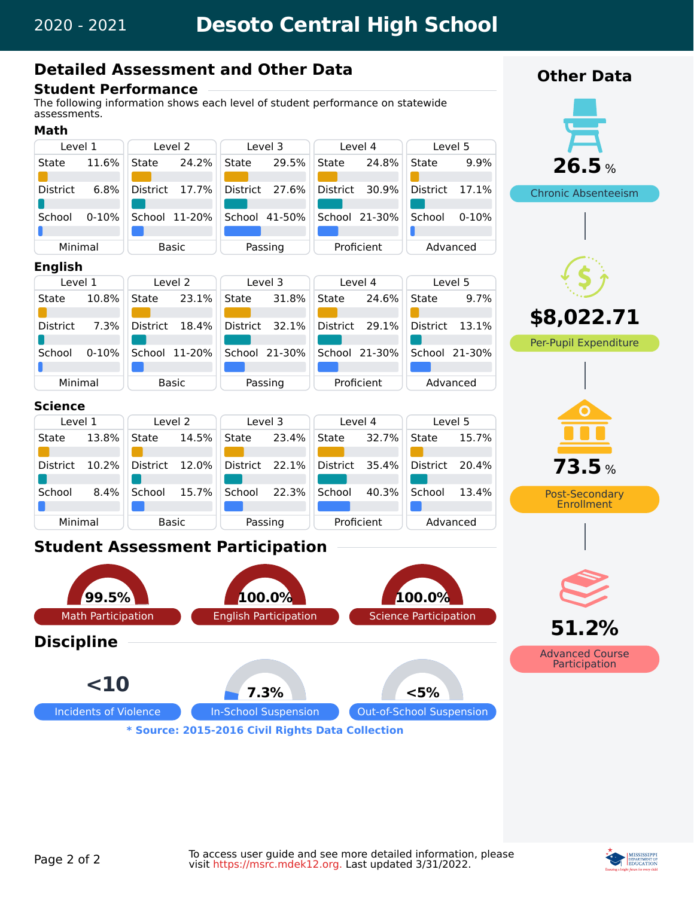# 2020 - 2021 Desoto Central High School

## Detailed Assessment and Other Data

### Student Performance

The following information shows each level of student performance on statewide assessments.

#### Math

| | Level 1 | Level 2 | Level 3 | Level 4 | Level 5 |
|---|---|---|---|---|---|
| State | 11.6% | 24.2% | 29.5% | 24.8% | 9.9% |
| District | 6.8% | 17.7% | 27.6% | 30.9% | 17.1% |
| School | 0-10% | 11-20% | 41-50% | 21-30% | 0-10% |
| | Minimal | Basic | Passing | Proficient | Advanced |

#### English

| | Level 1 | Level 2 | Level 3 | Level 4 | Level 5 |
|---|---|---|---|---|---|
| State | 10.8% | 23.1% | 31.8% | 24.6% | 9.7% |
| District | 7.3% | 18.4% | 32.1% | 29.1% | 13.1% |
| School | 0-10% | 11-20% | 21-30% | 21-30% | 21-30% |
| | Minimal | Basic | Passing | Proficient | Advanced |

#### Science

| | Level 1 | Level 2 | Level 3 | Level 4 | Level 5 |
|---|---|---|---|---|---|
| State | 13.8% | 14.5% | 23.4% | 32.7% | 15.7% |
| District | 10.2% | 12.0% | 22.1% | 35.4% | 20.4% |
| School | 8.4% | 15.7% | 22.3% | 40.3% | 13.4% |
| | Minimal | Basic | Passing | Proficient | Advanced |

### Student Assessment Participation

99.5%
Math Participation

100.0%
English Participation

100.0%
Science Participation

### Discipline

<10
Incidents of Violence

7.3%
In-School Suspension

<5%
Out-of-School Suspension

* Source: 2015-2016 Civil Rights Data Collection

## Other Data

26.5 %
Chronic Absenteeism

$8,022.71
Per-Pupil Expenditure

73.5 %
Post-Secondary Enrollment

51.2%
Advanced Course Participation

To access user guide and see more detailed information, please visit https://msrc.mdek12.org. Last updated 3/31/2022.